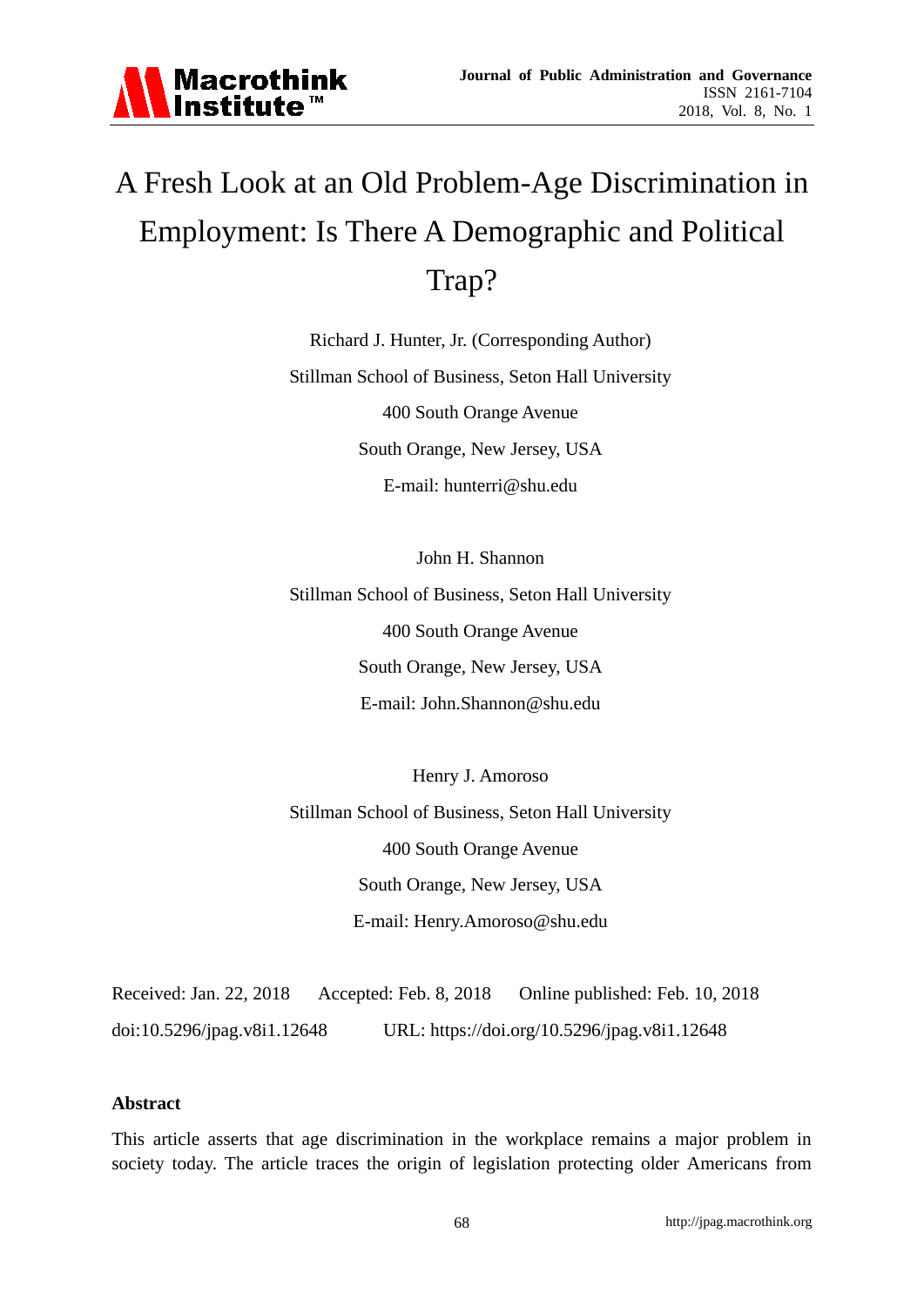# A Fresh Look at an Old Problem-Age Discrimination in Employment: Is There A Demographic and Political Trap?

Richard J. Hunter, Jr. (Corresponding Author)

Stillman School of Business, Seton Hall University

400 South Orange Avenue

South Orange, New Jersey, USA

E-mail: hunterri@shu.edu

John H. Shannon

Stillman School of Business, Seton Hall University

400 South Orange Avenue

South Orange, New Jersey, USA

E-mail: John.Shannon@shu.edu

Henry J. Amoroso

Stillman School of Business, Seton Hall University

400 South Orange Avenue

South Orange, New Jersey, USA

E-mail: Henry.Amoroso@shu.edu

Received: Jan. 22, 2018 Accepted: Feb. 8, 2018 Online published: Feb. 10, 2018

doi:10.5296/jpag.v8i1.12648 URL: https://doi.org/10.5296/jpag.v8i1.12648

**Abstract**

This article asserts that age discrimination in the workplace remains a major problem in society today. The article traces the origin of legislation protecting older Americans from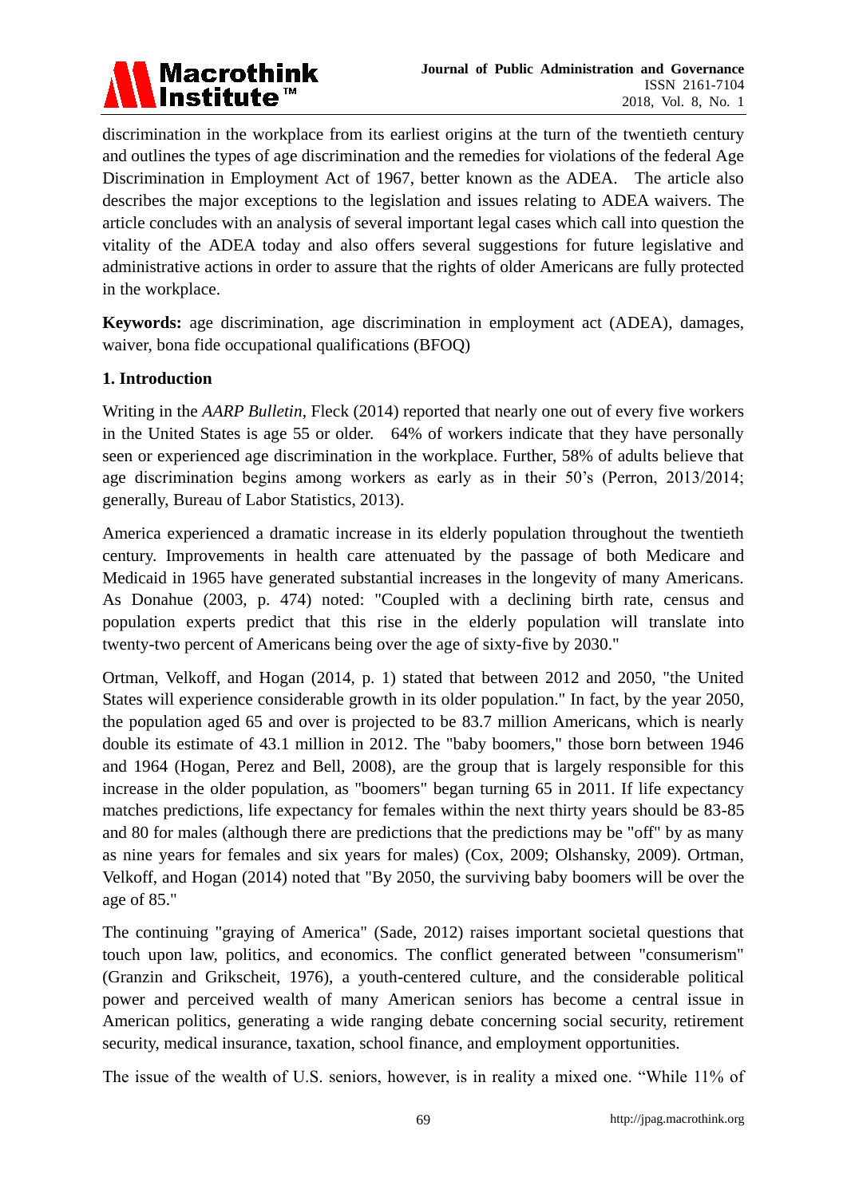discrimination in the workplace from its earliest origins at the turn of the twentieth century and outlines the types of age discrimination and the remedies for violations of the federal Age Discrimination in Employment Act of 1967, better known as the ADEA. The article also describes the major exceptions to the legislation and issues relating to ADEA waivers. The article concludes with an analysis of several important legal cases which call into question the vitality of the ADEA today and also offers several suggestions for future legislative and administrative actions in order to assure that the rights of older Americans are fully protected in the workplace.

**Keywords:** age discrimination, age discrimination in employment act (ADEA), damages, waiver, bona fide occupational qualifications (BFOQ)

## 1. Introduction

Writing in the *AARP Bulletin*, Fleck (2014) reported that nearly one out of every five workers in the United States is age 55 or older. 64% of workers indicate that they have personally seen or experienced age discrimination in the workplace. Further, 58% of adults believe that age discrimination begins among workers as early as in their 50's (Perron, 2013/2014; generally, Bureau of Labor Statistics, 2013).

America experienced a dramatic increase in its elderly population throughout the twentieth century. Improvements in health care attenuated by the passage of both Medicare and Medicaid in 1965 have generated substantial increases in the longevity of many Americans. As Donahue (2003, p. 474) noted: "Coupled with a declining birth rate, census and population experts predict that this rise in the elderly population will translate into twenty-two percent of Americans being over the age of sixty-five by 2030."

Ortman, Velkoff, and Hogan (2014, p. 1) stated that between 2012 and 2050, "the United States will experience considerable growth in its older population." In fact, by the year 2050, the population aged 65 and over is projected to be 83.7 million Americans, which is nearly double its estimate of 43.1 million in 2012. The "baby boomers," those born between 1946 and 1964 (Hogan, Perez and Bell, 2008), are the group that is largely responsible for this increase in the older population, as "boomers" began turning 65 in 2011. If life expectancy matches predictions, life expectancy for females within the next thirty years should be 83-85 and 80 for males (although there are predictions that the predictions may be "off" by as many as nine years for females and six years for males) (Cox, 2009; Olshansky, 2009). Ortman, Velkoff, and Hogan (2014) noted that "By 2050, the surviving baby boomers will be over the age of 85."

The continuing "graying of America" (Sade, 2012) raises important societal questions that touch upon law, politics, and economics. The conflict generated between "consumerism" (Granzin and Grikscheit, 1976), a youth-centered culture, and the considerable political power and perceived wealth of many American seniors has become a central issue in American politics, generating a wide ranging debate concerning social security, retirement security, medical insurance, taxation, school finance, and employment opportunities.

The issue of the wealth of U.S. seniors, however, is in reality a mixed one. "While 11% of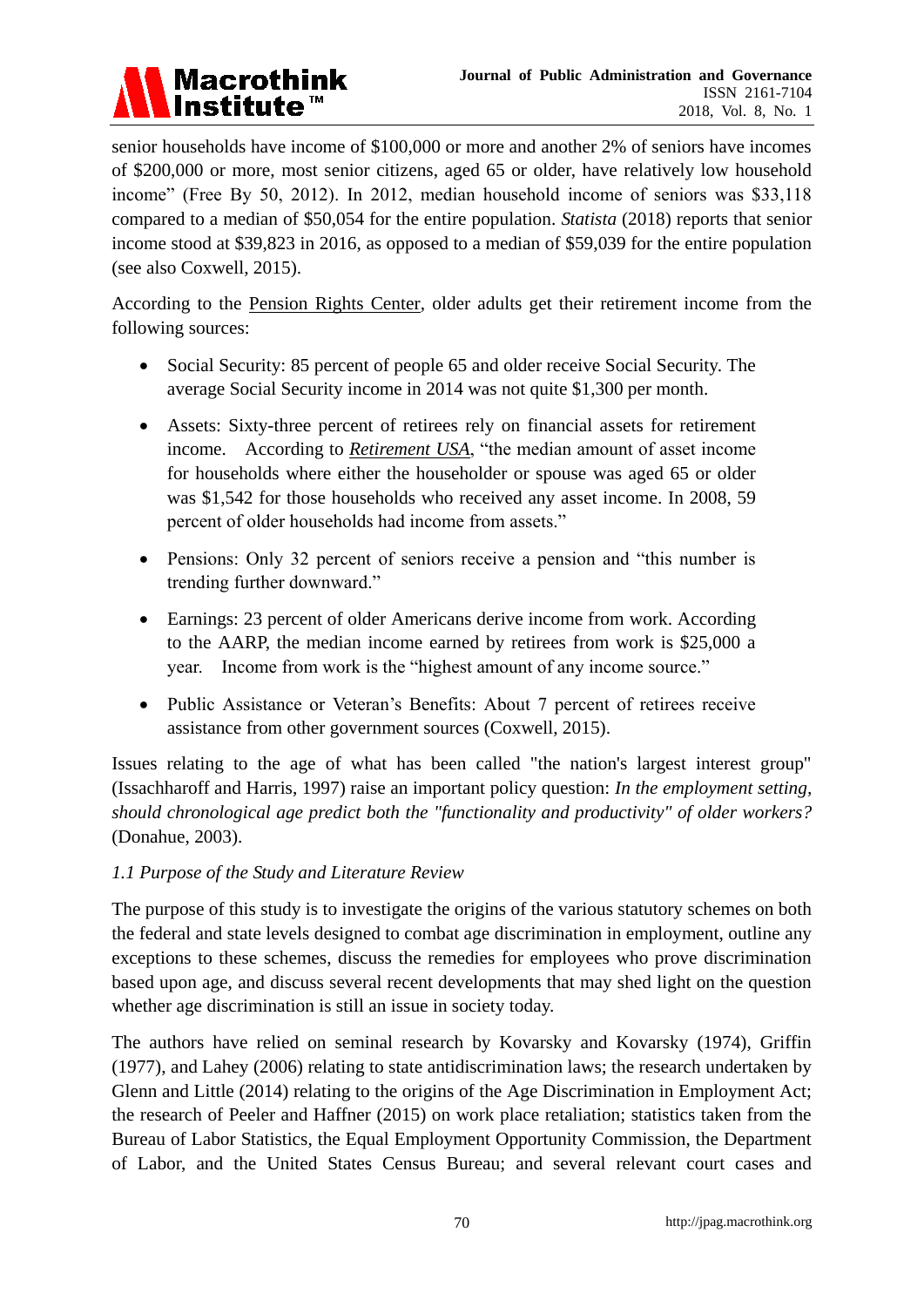senior households have income of $100,000 or more and another 2% of seniors have incomes of $200,000 or more, most senior citizens, aged 65 or older, have relatively low household income" (Free By 50, 2012). In 2012, median household income of seniors was $33,118 compared to a median of $50,054 for the entire population. *Statista* (2018) reports that senior income stood at $39,823 in 2016, as opposed to a median of $59,039 for the entire population (see also Coxwell, 2015).

According to the Pension Rights Center, older adults get their retirement income from the following sources:

- Social Security: 85 percent of people 65 and older receive Social Security. The average Social Security income in 2014 was not quite $1,300 per month.
- Assets: Sixty-three percent of retirees rely on financial assets for retirement income. According to *Retirement USA*, "the median amount of asset income for households where either the householder or spouse was aged 65 or older was $1,542 for those households who received any asset income. In 2008, 59 percent of older households had income from assets."
- Pensions: Only 32 percent of seniors receive a pension and "this number is trending further downward."
- Earnings: 23 percent of older Americans derive income from work. According to the AARP, the median income earned by retirees from work is $25,000 a year. Income from work is the "highest amount of any income source."
- Public Assistance or Veteran's Benefits: About 7 percent of retirees receive assistance from other government sources (Coxwell, 2015).

Issues relating to the age of what has been called "the nation's largest interest group" (Issachharoff and Harris, 1997) raise an important policy question: *In the employment setting, should chronological age predict both the "functionality and productivity" of older workers?* (Donahue, 2003).

### *1.1 Purpose of the Study and Literature Review*

The purpose of this study is to investigate the origins of the various statutory schemes on both the federal and state levels designed to combat age discrimination in employment, outline any exceptions to these schemes, discuss the remedies for employees who prove discrimination based upon age, and discuss several recent developments that may shed light on the question whether age discrimination is still an issue in society today.

The authors have relied on seminal research by Kovarsky and Kovarsky (1974), Griffin (1977), and Lahey (2006) relating to state antidiscrimination laws; the research undertaken by Glenn and Little (2014) relating to the origins of the Age Discrimination in Employment Act; the research of Peeler and Haffner (2015) on work place retaliation; statistics taken from the Bureau of Labor Statistics, the Equal Employment Opportunity Commission, the Department of Labor, and the United States Census Bureau; and several relevant court cases and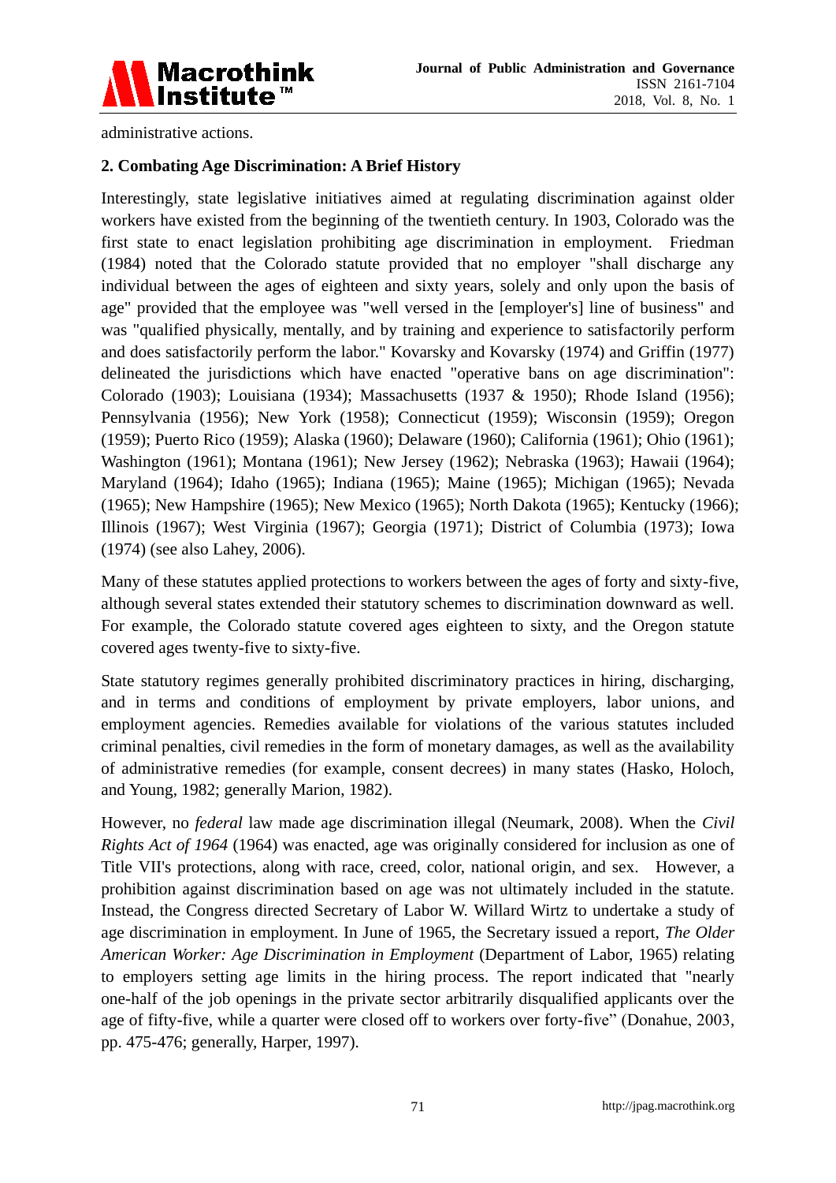administrative actions.

## 2. Combating Age Discrimination: A Brief History

Interestingly, state legislative initiatives aimed at regulating discrimination against older workers have existed from the beginning of the twentieth century. In 1903, Colorado was the first state to enact legislation prohibiting age discrimination in employment. Friedman (1984) noted that the Colorado statute provided that no employer "shall discharge any individual between the ages of eighteen and sixty years, solely and only upon the basis of age" provided that the employee was "well versed in the [employer's] line of business" and was "qualified physically, mentally, and by training and experience to satisfactorily perform and does satisfactorily perform the labor." Kovarsky and Kovarsky (1974) and Griffin (1977) delineated the jurisdictions which have enacted "operative bans on age discrimination": Colorado (1903); Louisiana (1934); Massachusetts (1937 & 1950); Rhode Island (1956); Pennsylvania (1956); New York (1958); Connecticut (1959); Wisconsin (1959); Oregon (1959); Puerto Rico (1959); Alaska (1960); Delaware (1960); California (1961); Ohio (1961); Washington (1961); Montana (1961); New Jersey (1962); Nebraska (1963); Hawaii (1964); Maryland (1964); Idaho (1965); Indiana (1965); Maine (1965); Michigan (1965); Nevada (1965); New Hampshire (1965); New Mexico (1965); North Dakota (1965); Kentucky (1966); Illinois (1967); West Virginia (1967); Georgia (1971); District of Columbia (1973); Iowa (1974) (see also Lahey, 2006).

Many of these statutes applied protections to workers between the ages of forty and sixty-five, although several states extended their statutory schemes to discrimination downward as well. For example, the Colorado statute covered ages eighteen to sixty, and the Oregon statute covered ages twenty-five to sixty-five.

State statutory regimes generally prohibited discriminatory practices in hiring, discharging, and in terms and conditions of employment by private employers, labor unions, and employment agencies. Remedies available for violations of the various statutes included criminal penalties, civil remedies in the form of monetary damages, as well as the availability of administrative remedies (for example, consent decrees) in many states (Hasko, Holoch, and Young, 1982; generally Marion, 1982).

However, no *federal* law made age discrimination illegal (Neumark, 2008). When the *Civil Rights Act of 1964* (1964) was enacted, age was originally considered for inclusion as one of Title VII's protections, along with race, creed, color, national origin, and sex. However, a prohibition against discrimination based on age was not ultimately included in the statute. Instead, the Congress directed Secretary of Labor W. Willard Wirtz to undertake a study of age discrimination in employment. In June of 1965, the Secretary issued a report, *The Older American Worker: Age Discrimination in Employment* (Department of Labor, 1965) relating to employers setting age limits in the hiring process. The report indicated that "nearly one-half of the job openings in the private sector arbitrarily disqualified applicants over the age of fifty-five, while a quarter were closed off to workers over forty-five" (Donahue, 2003, pp. 475-476; generally, Harper, 1997).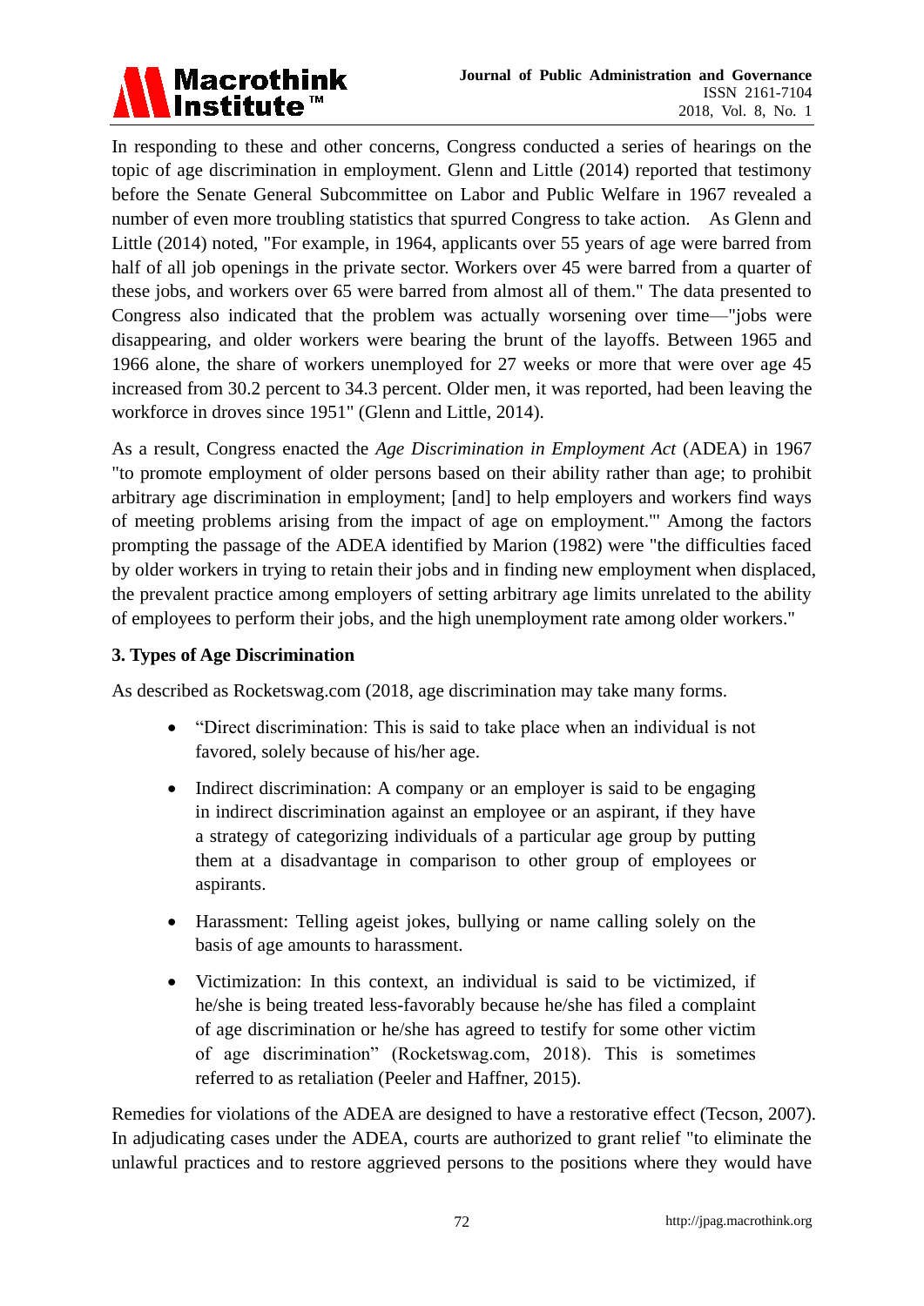In responding to these and other concerns, Congress conducted a series of hearings on the topic of age discrimination in employment. Glenn and Little (2014) reported that testimony before the Senate General Subcommittee on Labor and Public Welfare in 1967 revealed a number of even more troubling statistics that spurred Congress to take action. As Glenn and Little (2014) noted, "For example, in 1964, applicants over 55 years of age were barred from half of all job openings in the private sector. Workers over 45 were barred from a quarter of these jobs, and workers over 65 were barred from almost all of them." The data presented to Congress also indicated that the problem was actually worsening over time—"jobs were disappearing, and older workers were bearing the brunt of the layoffs. Between 1965 and 1966 alone, the share of workers unemployed for 27 weeks or more that were over age 45 increased from 30.2 percent to 34.3 percent. Older men, it was reported, had been leaving the workforce in droves since 1951" (Glenn and Little, 2014).

As a result, Congress enacted the *Age Discrimination in Employment Act* (ADEA) in 1967 "to promote employment of older persons based on their ability rather than age; to prohibit arbitrary age discrimination in employment; [and] to help employers and workers find ways of meeting problems arising from the impact of age on employment.'" Among the factors prompting the passage of the ADEA identified by Marion (1982) were "the difficulties faced by older workers in trying to retain their jobs and in finding new employment when displaced, the prevalent practice among employers of setting arbitrary age limits unrelated to the ability of employees to perform their jobs, and the high unemployment rate among older workers."

### 3. Types of Age Discrimination

As described as Rocketswag.com (2018, age discrimination may take many forms.

- "Direct discrimination: This is said to take place when an individual is not favored, solely because of his/her age.
- Indirect discrimination: A company or an employer is said to be engaging in indirect discrimination against an employee or an aspirant, if they have a strategy of categorizing individuals of a particular age group by putting them at a disadvantage in comparison to other group of employees or aspirants.
- Harassment: Telling ageist jokes, bullying or name calling solely on the basis of age amounts to harassment.
- Victimization: In this context, an individual is said to be victimized, if he/she is being treated less-favorably because he/she has filed a complaint of age discrimination or he/she has agreed to testify for some other victim of age discrimination" (Rocketswag.com, 2018). This is sometimes referred to as retaliation (Peeler and Haffner, 2015).

Remedies for violations of the ADEA are designed to have a restorative effect (Tecson, 2007). In adjudicating cases under the ADEA, courts are authorized to grant relief "to eliminate the unlawful practices and to restore aggrieved persons to the positions where they would have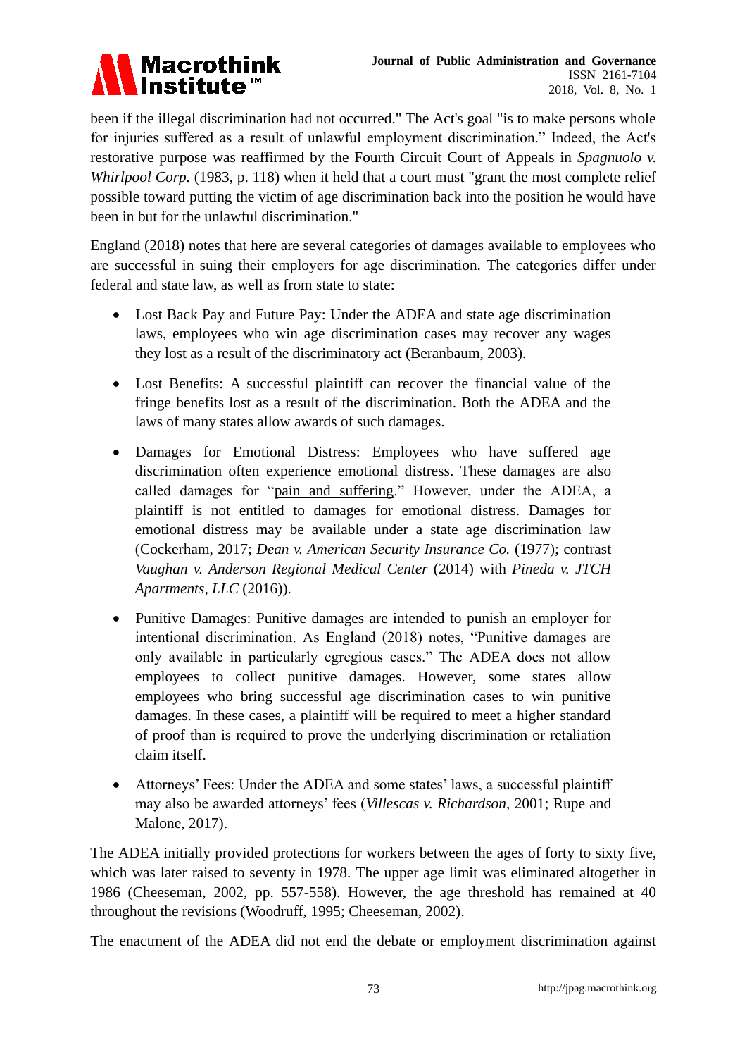been if the illegal discrimination had not occurred." The Act's goal "is to make persons whole for injuries suffered as a result of unlawful employment discrimination." Indeed, the Act's restorative purpose was reaffirmed by the Fourth Circuit Court of Appeals in *Spagnuolo v. Whirlpool Corp.* (1983, p. 118) when it held that a court must "grant the most complete relief possible toward putting the victim of age discrimination back into the position he would have been in but for the unlawful discrimination."

England (2018) notes that here are several categories of damages available to employees who are successful in suing their employers for age discrimination. The categories differ under federal and state law, as well as from state to state:

- Lost Back Pay and Future Pay: Under the ADEA and state age discrimination laws, employees who win age discrimination cases may recover any wages they lost as a result of the discriminatory act (Beranbaum, 2003).
- Lost Benefits: A successful plaintiff can recover the financial value of the fringe benefits lost as a result of the discrimination. Both the ADEA and the laws of many states allow awards of such damages.
- Damages for Emotional Distress: Employees who have suffered age discrimination often experience emotional distress. These damages are also called damages for "pain and suffering." However, under the ADEA, a plaintiff is not entitled to damages for emotional distress. Damages for emotional distress may be available under a state age discrimination law (Cockerham, 2017; *Dean v. American Security Insurance Co.* (1977); contrast *Vaughan v. Anderson Regional Medical Center* (2014) with *Pineda v. JTCH Apartments, LLC* (2016)).
- Punitive Damages: Punitive damages are intended to punish an employer for intentional discrimination. As England (2018) notes, "Punitive damages are only available in particularly egregious cases." The ADEA does not allow employees to collect punitive damages. However, some states allow employees who bring successful age discrimination cases to win punitive damages. In these cases, a plaintiff will be required to meet a higher standard of proof than is required to prove the underlying discrimination or retaliation claim itself.
- Attorneys' Fees: Under the ADEA and some states' laws, a successful plaintiff may also be awarded attorneys' fees (*Villescas v. Richardson*, 2001; Rupe and Malone, 2017).

The ADEA initially provided protections for workers between the ages of forty to sixty five, which was later raised to seventy in 1978. The upper age limit was eliminated altogether in 1986 (Cheeseman, 2002, pp. 557-558). However, the age threshold has remained at 40 throughout the revisions (Woodruff, 1995; Cheeseman, 2002).

The enactment of the ADEA did not end the debate or employment discrimination against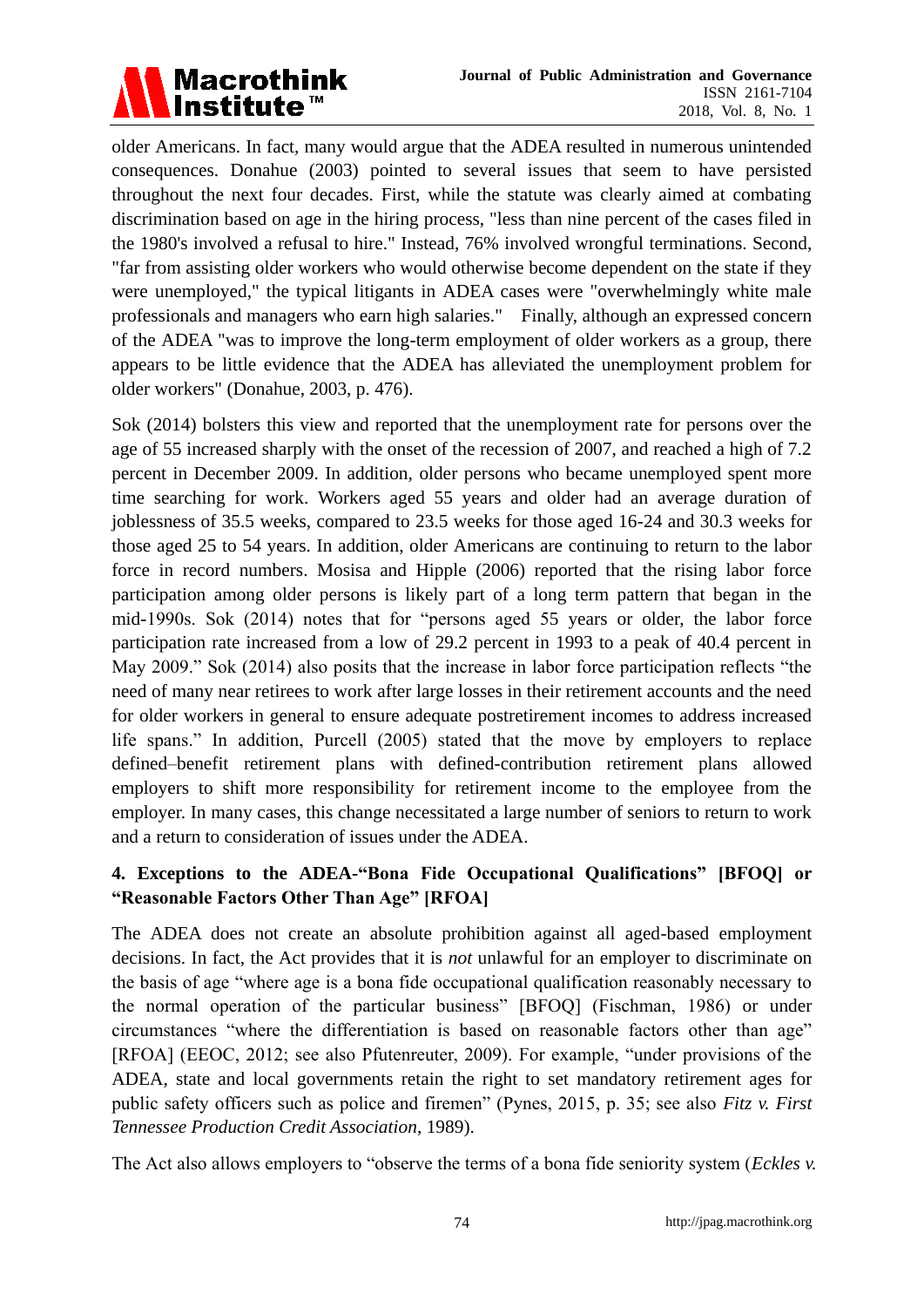older Americans. In fact, many would argue that the ADEA resulted in numerous unintended consequences. Donahue (2003) pointed to several issues that seem to have persisted throughout the next four decades. First, while the statute was clearly aimed at combating discrimination based on age in the hiring process, "less than nine percent of the cases filed in the 1980's involved a refusal to hire." Instead, 76% involved wrongful terminations. Second, "far from assisting older workers who would otherwise become dependent on the state if they were unemployed," the typical litigants in ADEA cases were "overwhelmingly white male professionals and managers who earn high salaries." Finally, although an expressed concern of the ADEA "was to improve the long-term employment of older workers as a group, there appears to be little evidence that the ADEA has alleviated the unemployment problem for older workers" (Donahue, 2003, p. 476).

Sok (2014) bolsters this view and reported that the unemployment rate for persons over the age of 55 increased sharply with the onset of the recession of 2007, and reached a high of 7.2 percent in December 2009. In addition, older persons who became unemployed spent more time searching for work. Workers aged 55 years and older had an average duration of joblessness of 35.5 weeks, compared to 23.5 weeks for those aged 16-24 and 30.3 weeks for those aged 25 to 54 years. In addition, older Americans are continuing to return to the labor force in record numbers. Mosisa and Hipple (2006) reported that the rising labor force participation among older persons is likely part of a long term pattern that began in the mid-1990s. Sok (2014) notes that for "persons aged 55 years or older, the labor force participation rate increased from a low of 29.2 percent in 1993 to a peak of 40.4 percent in May 2009." Sok (2014) also posits that the increase in labor force participation reflects "the need of many near retirees to work after large losses in their retirement accounts and the need for older workers in general to ensure adequate postretirement incomes to address increased life spans." In addition, Purcell (2005) stated that the move by employers to replace defined–benefit retirement plans with defined-contribution retirement plans allowed employers to shift more responsibility for retirement income to the employee from the employer. In many cases, this change necessitated a large number of seniors to return to work and a return to consideration of issues under the ADEA.

## 4. Exceptions to the ADEA-"Bona Fide Occupational Qualifications" [BFOQ] or "Reasonable Factors Other Than Age" [RFOA]

The ADEA does not create an absolute prohibition against all aged-based employment decisions. In fact, the Act provides that it is *not* unlawful for an employer to discriminate on the basis of age "where age is a bona fide occupational qualification reasonably necessary to the normal operation of the particular business" [BFOQ] (Fischman, 1986) or under circumstances "where the differentiation is based on reasonable factors other than age" [RFOA] (EEOC, 2012; see also Pfutenreuter, 2009). For example, "under provisions of the ADEA, state and local governments retain the right to set mandatory retirement ages for public safety officers such as police and firemen" (Pynes, 2015, p. 35; see also *Fitz v. First Tennessee Production Credit Association*, 1989).

The Act also allows employers to "observe the terms of a bona fide seniority system (*Eckles v.*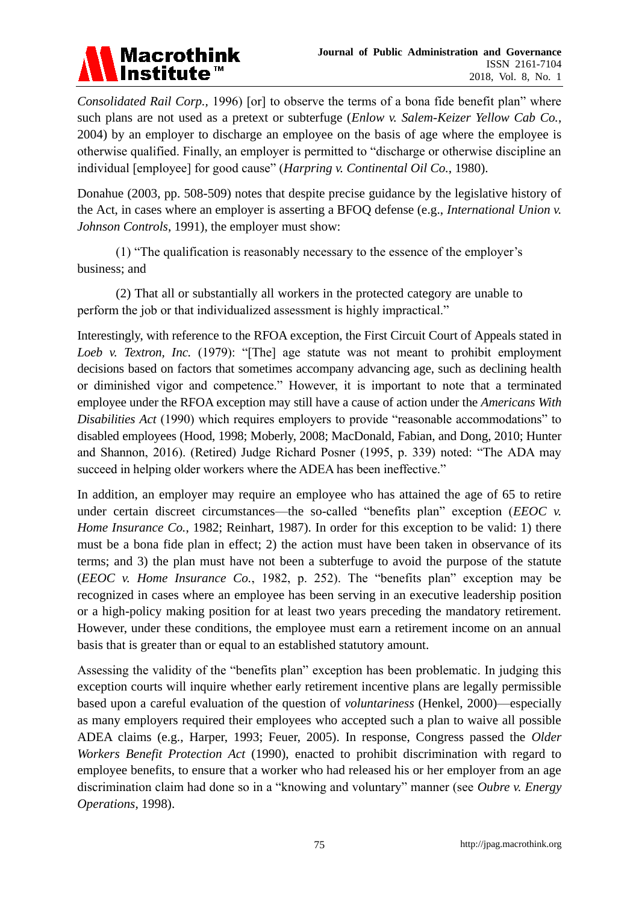*Consolidated Rail Corp.*, 1996) [or] to observe the terms of a bona fide benefit plan" where such plans are not used as a pretext or subterfuge (*Enlow v. Salem-Keizer Yellow Cab Co.*, 2004) by an employer to discharge an employee on the basis of age where the employee is otherwise qualified. Finally, an employer is permitted to "discharge or otherwise discipline an individual [employee] for good cause" (*Harpring v. Continental Oil Co.*, 1980).

Donahue (2003, pp. 508-509) notes that despite precise guidance by the legislative history of the Act, in cases where an employer is asserting a BFOQ defense (e.g., *International Union v. Johnson Controls*, 1991), the employer must show:

(1) "The qualification is reasonably necessary to the essence of the employer's business; and

(2) That all or substantially all workers in the protected category are unable to perform the job or that individualized assessment is highly impractical."

Interestingly, with reference to the RFOA exception, the First Circuit Court of Appeals stated in *Loeb v. Textron, Inc.* (1979): "[The] age statute was not meant to prohibit employment decisions based on factors that sometimes accompany advancing age, such as declining health or diminished vigor and competence." However, it is important to note that a terminated employee under the RFOA exception may still have a cause of action under the *Americans With Disabilities Act* (1990) which requires employers to provide "reasonable accommodations" to disabled employees (Hood, 1998; Moberly, 2008; MacDonald, Fabian, and Dong, 2010; Hunter and Shannon, 2016). (Retired) Judge Richard Posner (1995, p. 339) noted: "The ADA may succeed in helping older workers where the ADEA has been ineffective."

In addition, an employer may require an employee who has attained the age of 65 to retire under certain discreet circumstances—the so-called "benefits plan" exception (*EEOC v. Home Insurance Co.*, 1982; Reinhart, 1987). In order for this exception to be valid: 1) there must be a bona fide plan in effect; 2) the action must have been taken in observance of its terms; and 3) the plan must have not been a subterfuge to avoid the purpose of the statute (*EEOC v. Home Insurance Co.*, 1982, p. 252). The "benefits plan" exception may be recognized in cases where an employee has been serving in an executive leadership position or a high-policy making position for at least two years preceding the mandatory retirement. However, under these conditions, the employee must earn a retirement income on an annual basis that is greater than or equal to an established statutory amount.

Assessing the validity of the "benefits plan" exception has been problematic. In judging this exception courts will inquire whether early retirement incentive plans are legally permissible based upon a careful evaluation of the question of *voluntariness* (Henkel, 2000)—especially as many employers required their employees who accepted such a plan to waive all possible ADEA claims (e.g., Harper, 1993; Feuer, 2005). In response, Congress passed the *Older Workers Benefit Protection Act* (1990), enacted to prohibit discrimination with regard to employee benefits, to ensure that a worker who had released his or her employer from an age discrimination claim had done so in a "knowing and voluntary" manner (see *Oubre v. Energy Operations*, 1998).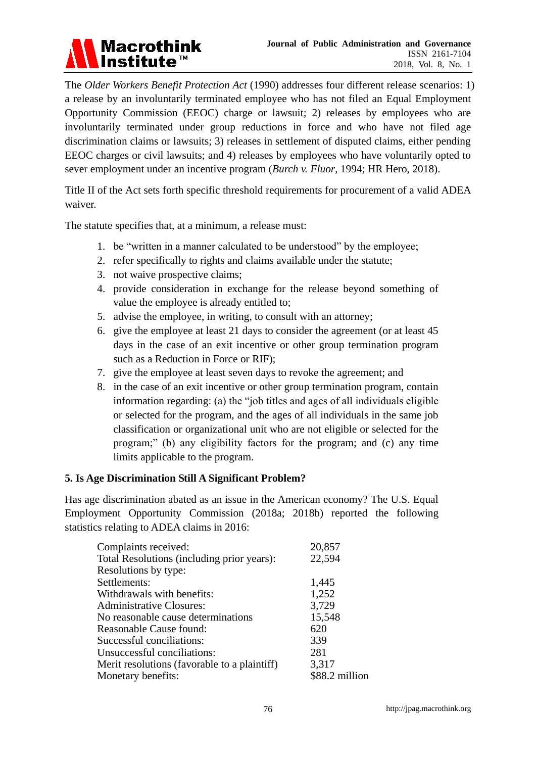The *Older Workers Benefit Protection Act* (1990) addresses four different release scenarios: 1) a release by an involuntarily terminated employee who has not filed an Equal Employment Opportunity Commission (EEOC) charge or lawsuit; 2) releases by employees who are involuntarily terminated under group reductions in force and who have not filed age discrimination claims or lawsuits; 3) releases in settlement of disputed claims, either pending EEOC charges or civil lawsuits; and 4) releases by employees who have voluntarily opted to sever employment under an incentive program (*Burch v. Fluor*, 1994; HR Hero, 2018).

Title II of the Act sets forth specific threshold requirements for procurement of a valid ADEA waiver.

The statute specifies that, at a minimum, a release must:

1. be "written in a manner calculated to be understood" by the employee;
2. refer specifically to rights and claims available under the statute;
3. not waive prospective claims;
4. provide consideration in exchange for the release beyond something of value the employee is already entitled to;
5. advise the employee, in writing, to consult with an attorney;
6. give the employee at least 21 days to consider the agreement (or at least 45 days in the case of an exit incentive or other group termination program such as a Reduction in Force or RIF);
7. give the employee at least seven days to revoke the agreement; and
8. in the case of an exit incentive or other group termination program, contain information regarding: (a) the "job titles and ages of all individuals eligible or selected for the program, and the ages of all individuals in the same job classification or organizational unit who are not eligible or selected for the program;" (b) any eligibility factors for the program; and (c) any time limits applicable to the program.

### 5. Is Age Discrimination Still A Significant Problem?

Has age discrimination abated as an issue in the American economy? The U.S. Equal Employment Opportunity Commission (2018a; 2018b) reported the following statistics relating to ADEA claims in 2016:

| | |
|---|---|
| Complaints received: | 20,857 |
| Total Resolutions (including prior years): | 22,594 |
| Resolutions by type: | |
| Settlements: | 1,445 |
| Withdrawals with benefits: | 1,252 |
| Administrative Closures: | 3,729 |
| No reasonable cause determinations | 15,548 |
| Reasonable Cause found: | 620 |
| Successful conciliations: | 339 |
| Unsuccessful conciliations: | 281 |
| Merit resolutions (favorable to a plaintiff) | 3,317 |
| Monetary benefits: | $88.2 million |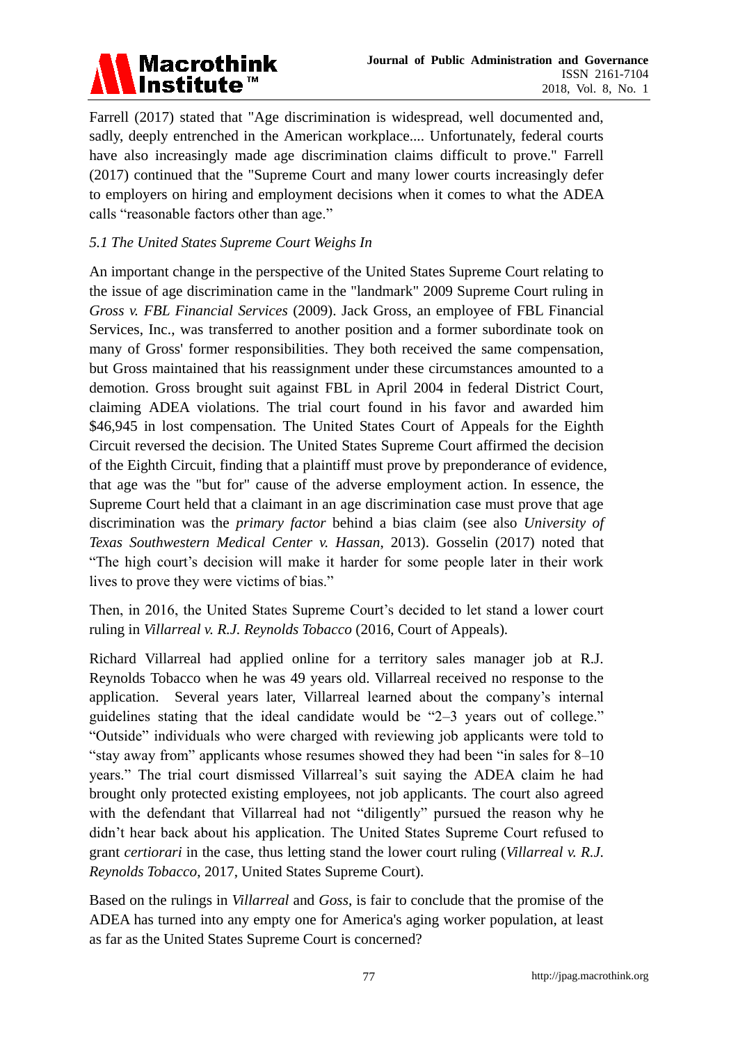Farrell (2017) stated that "Age discrimination is widespread, well documented and, sadly, deeply entrenched in the American workplace.... Unfortunately, federal courts have also increasingly made age discrimination claims difficult to prove." Farrell (2017) continued that the "Supreme Court and many lower courts increasingly defer to employers on hiring and employment decisions when it comes to what the ADEA calls "reasonable factors other than age."

### *5.1 The United States Supreme Court Weighs In*

An important change in the perspective of the United States Supreme Court relating to the issue of age discrimination came in the "landmark" 2009 Supreme Court ruling in *Gross v. FBL Financial Services* (2009). Jack Gross, an employee of FBL Financial Services, Inc., was transferred to another position and a former subordinate took on many of Gross' former responsibilities. They both received the same compensation, but Gross maintained that his reassignment under these circumstances amounted to a demotion. Gross brought suit against FBL in April 2004 in federal District Court, claiming ADEA violations. The trial court found in his favor and awarded him $46,945 in lost compensation. The United States Court of Appeals for the Eighth Circuit reversed the decision. The United States Supreme Court affirmed the decision of the Eighth Circuit, finding that a plaintiff must prove by preponderance of evidence, that age was the "but for" cause of the adverse employment action. In essence, the Supreme Court held that a claimant in an age discrimination case must prove that age discrimination was the *primary factor* behind a bias claim (see also *University of Texas Southwestern Medical Center v. Hassan*, 2013). Gosselin (2017) noted that "The high court's decision will make it harder for some people later in their work lives to prove they were victims of bias."

Then, in 2016, the United States Supreme Court's decided to let stand a lower court ruling in *Villarreal v. R.J. Reynolds Tobacco* (2016, Court of Appeals).

Richard Villarreal had applied online for a territory sales manager job at R.J. Reynolds Tobacco when he was 49 years old. Villarreal received no response to the application. Several years later, Villarreal learned about the company's internal guidelines stating that the ideal candidate would be "2–3 years out of college." "Outside" individuals who were charged with reviewing job applicants were told to "stay away from" applicants whose resumes showed they had been "in sales for 8–10 years." The trial court dismissed Villarreal's suit saying the ADEA claim he had brought only protected existing employees, not job applicants. The court also agreed with the defendant that Villarreal had not "diligently" pursued the reason why he didn't hear back about his application. The United States Supreme Court refused to grant *certiorari* in the case, thus letting stand the lower court ruling (*Villarreal v. R.J. Reynolds Tobacco*, 2017, United States Supreme Court).

Based on the rulings in *Villarreal* and *Goss*, is fair to conclude that the promise of the ADEA has turned into any empty one for America's aging worker population, at least as far as the United States Supreme Court is concerned?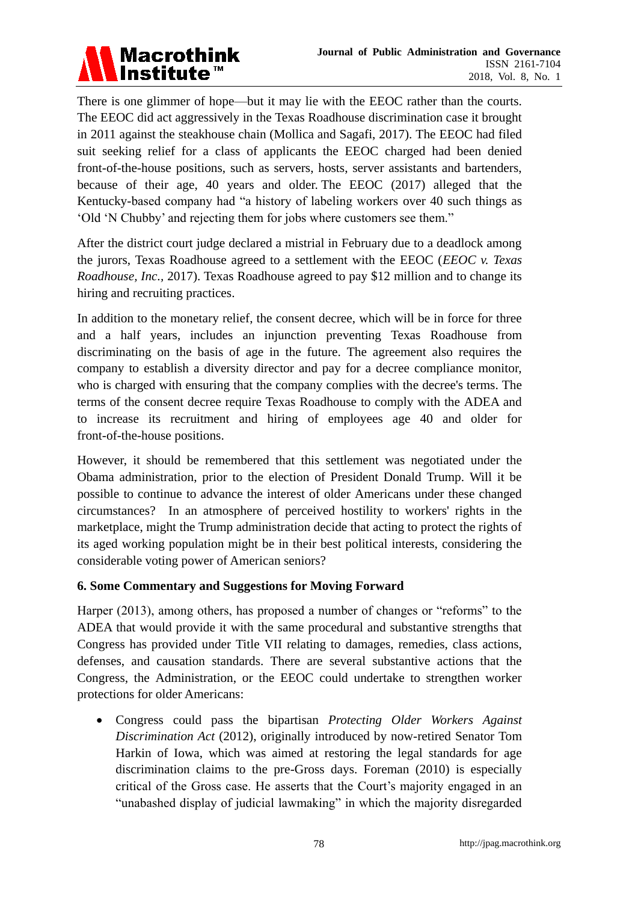There is one glimmer of hope—but it may lie with the EEOC rather than the courts. The EEOC did act aggressively in the Texas Roadhouse discrimination case it brought in 2011 against the steakhouse chain (Mollica and Sagafi, 2017). The EEOC had filed suit seeking relief for a class of applicants the EEOC charged had been denied front-of-the-house positions, such as servers, hosts, server assistants and bartenders, because of their age, 40 years and older. The EEOC (2017) alleged that the Kentucky-based company had "a history of labeling workers over 40 such things as 'Old 'N Chubby' and rejecting them for jobs where customers see them."

After the district court judge declared a mistrial in February due to a deadlock among the jurors, Texas Roadhouse agreed to a settlement with the EEOC (*EEOC v. Texas Roadhouse, Inc.*, 2017). Texas Roadhouse agreed to pay $12 million and to change its hiring and recruiting practices.

In addition to the monetary relief, the consent decree, which will be in force for three and a half years, includes an injunction preventing Texas Roadhouse from discriminating on the basis of age in the future. The agreement also requires the company to establish a diversity director and pay for a decree compliance monitor, who is charged with ensuring that the company complies with the decree's terms. The terms of the consent decree require Texas Roadhouse to comply with the ADEA and to increase its recruitment and hiring of employees age 40 and older for front-of-the-house positions.

However, it should be remembered that this settlement was negotiated under the Obama administration, prior to the election of President Donald Trump. Will it be possible to continue to advance the interest of older Americans under these changed circumstances? In an atmosphere of perceived hostility to workers' rights in the marketplace, might the Trump administration decide that acting to protect the rights of its aged working population might be in their best political interests, considering the considerable voting power of American seniors?

### 6. Some Commentary and Suggestions for Moving Forward

Harper (2013), among others, has proposed a number of changes or "reforms" to the ADEA that would provide it with the same procedural and substantive strengths that Congress has provided under Title VII relating to damages, remedies, class actions, defenses, and causation standards. There are several substantive actions that the Congress, the Administration, or the EEOC could undertake to strengthen worker protections for older Americans:

- Congress could pass the bipartisan *Protecting Older Workers Against Discrimination Act* (2012), originally introduced by now-retired Senator Tom Harkin of Iowa, which was aimed at restoring the legal standards for age discrimination claims to the pre-Gross days. Foreman (2010) is especially critical of the Gross case. He asserts that the Court's majority engaged in an "unabashed display of judicial lawmaking" in which the majority disregarded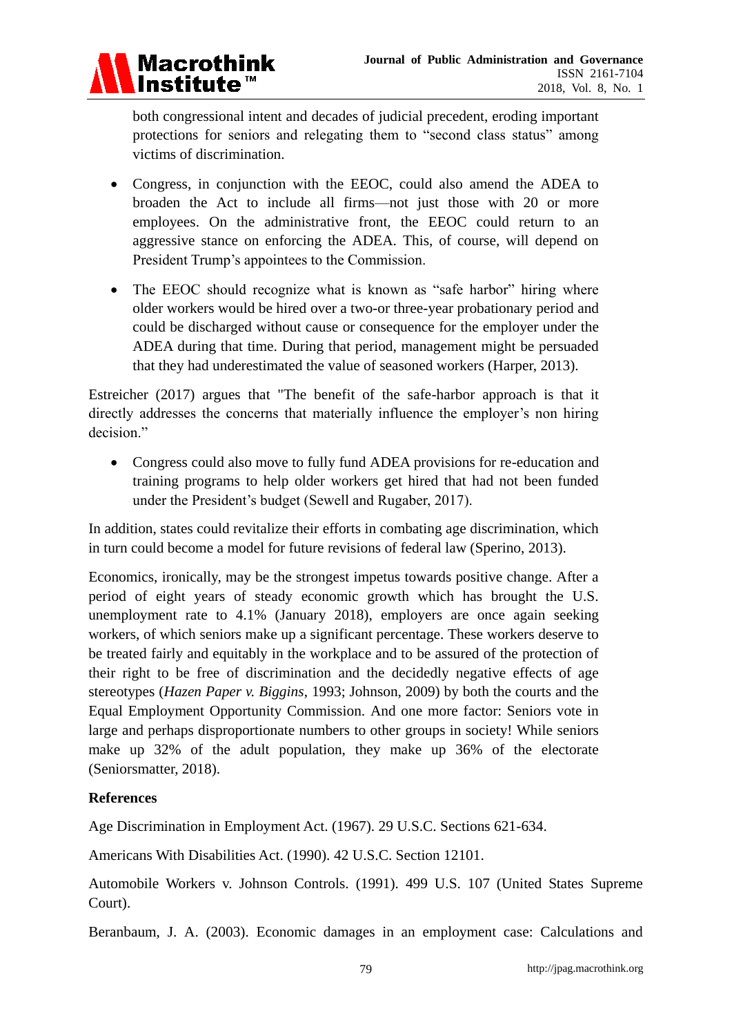both congressional intent and decades of judicial precedent, eroding important protections for seniors and relegating them to "second class status" among victims of discrimination.

- Congress, in conjunction with the EEOC, could also amend the ADEA to broaden the Act to include all firms—not just those with 20 or more employees. On the administrative front, the EEOC could return to an aggressive stance on enforcing the ADEA. This, of course, will depend on President Trump's appointees to the Commission.

- The EEOC should recognize what is known as "safe harbor" hiring where older workers would be hired over a two-or three-year probationary period and could be discharged without cause or consequence for the employer under the ADEA during that time. During that period, management might be persuaded that they had underestimated the value of seasoned workers (Harper, 2013).

Estreicher (2017) argues that "The benefit of the safe-harbor approach is that it directly addresses the concerns that materially influence the employer's non hiring decision."

- Congress could also move to fully fund ADEA provisions for re-education and training programs to help older workers get hired that had not been funded under the President's budget (Sewell and Rugaber, 2017).

In addition, states could revitalize their efforts in combating age discrimination, which in turn could become a model for future revisions of federal law (Sperino, 2013).

Economics, ironically, may be the strongest impetus towards positive change. After a period of eight years of steady economic growth which has brought the U.S. unemployment rate to 4.1% (January 2018), employers are once again seeking workers, of which seniors make up a significant percentage. These workers deserve to be treated fairly and equitably in the workplace and to be assured of the protection of their right to be free of discrimination and the decidedly negative effects of age stereotypes (*Hazen Paper v. Biggins*, 1993; Johnson, 2009) by both the courts and the Equal Employment Opportunity Commission. And one more factor: Seniors vote in large and perhaps disproportionate numbers to other groups in society! While seniors make up 32% of the adult population, they make up 36% of the electorate (Seniorsmatter, 2018).

**References**

Age Discrimination in Employment Act. (1967). 29 U.S.C. Sections 621-634.

Americans With Disabilities Act. (1990). 42 U.S.C. Section 12101.

Automobile Workers v. Johnson Controls. (1991). 499 U.S. 107 (United States Supreme Court).

Beranbaum, J. A. (2003). Economic damages in an employment case: Calculations and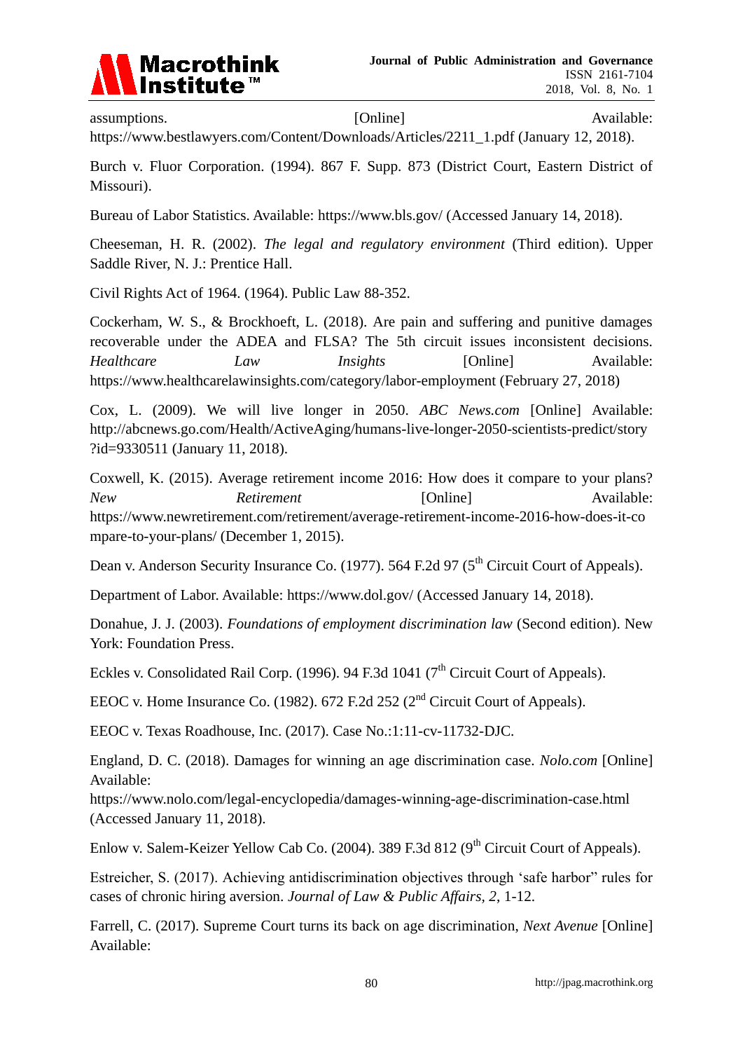assumptions. [Online] Available: https://www.bestlawyers.com/Content/Downloads/Articles/2211_1.pdf (January 12, 2018).

Burch v. Fluor Corporation. (1994). 867 F. Supp. 873 (District Court, Eastern District of Missouri).

Bureau of Labor Statistics. Available: https://www.bls.gov/ (Accessed January 14, 2018).

Cheeseman, H. R. (2002). *The legal and regulatory environment* (Third edition). Upper Saddle River, N. J.: Prentice Hall.

Civil Rights Act of 1964. (1964). Public Law 88-352.

Cockerham, W. S., & Brockhoeft, L. (2018). Are pain and suffering and punitive damages recoverable under the ADEA and FLSA? The 5th circuit issues inconsistent decisions. *Healthcare Law Insights* [Online] Available: https://www.healthcarelawinsights.com/category/labor-employment (February 27, 2018)

Cox, L. (2009). We will live longer in 2050. *ABC News.com* [Online] Available: http://abcnews.go.com/Health/ActiveAging/humans-live-longer-2050-scientists-predict/story?id=9330511 (January 11, 2018).

Coxwell, K. (2015). Average retirement income 2016: How does it compare to your plans? *New Retirement* [Online] Available: https://www.newretirement.com/retirement/average-retirement-income-2016-how-does-it-compare-to-your-plans/ (December 1, 2015).

Dean v. Anderson Security Insurance Co. (1977). 564 F.2d 97 (5th Circuit Court of Appeals).

Department of Labor. Available: https://www.dol.gov/ (Accessed January 14, 2018).

Donahue, J. J. (2003). *Foundations of employment discrimination law* (Second edition). New York: Foundation Press.

Eckles v. Consolidated Rail Corp. (1996). 94 F.3d 1041 (7th Circuit Court of Appeals).

EEOC v. Home Insurance Co. (1982). 672 F.2d 252 (2nd Circuit Court of Appeals).

EEOC v. Texas Roadhouse, Inc. (2017). Case No.:1:11-cv-11732-DJC.

England, D. C. (2018). Damages for winning an age discrimination case. *Nolo.com* [Online] Available: https://www.nolo.com/legal-encyclopedia/damages-winning-age-discrimination-case.html (Accessed January 11, 2018).

Enlow v. Salem-Keizer Yellow Cab Co. (2004). 389 F.3d 812 (9th Circuit Court of Appeals).

Estreicher, S. (2017). Achieving antidiscrimination objectives through 'safe harbor" rules for cases of chronic hiring aversion. *Journal of Law & Public Affairs, 2*, 1-12.

Farrell, C. (2017). Supreme Court turns its back on age discrimination, *Next Avenue* [Online] Available: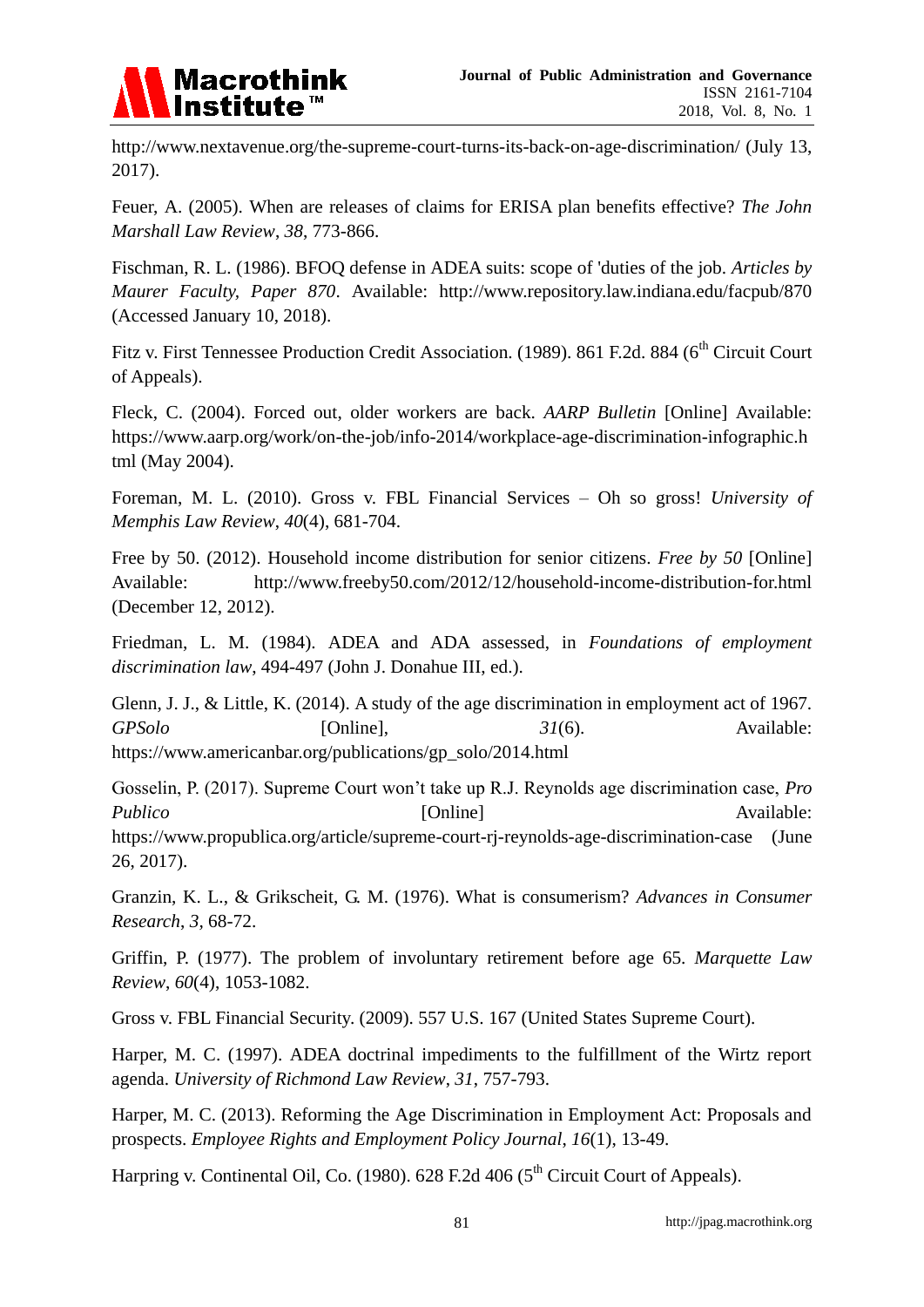http://www.nextavenue.org/the-supreme-court-turns-its-back-on-age-discrimination/ (July 13, 2017).

Feuer, A. (2005). When are releases of claims for ERISA plan benefits effective? *The John Marshall Law Review*, *38*, 773-866.

Fischman, R. L. (1986). BFOQ defense in ADEA suits: scope of 'duties of the job. *Articles by Maurer Faculty, Paper 870*. Available: http://www.repository.law.indiana.edu/facpub/870 (Accessed January 10, 2018).

Fitz v. First Tennessee Production Credit Association. (1989). 861 F.2d. 884 (6th Circuit Court of Appeals).

Fleck, C. (2004). Forced out, older workers are back. *AARP Bulletin* [Online] Available: https://www.aarp.org/work/on-the-job/info-2014/workplace-age-discrimination-infographic.html (May 2004).

Foreman, M. L. (2010). Gross v. FBL Financial Services – Oh so gross! *University of Memphis Law Review*, *40*(4), 681-704.

Free by 50. (2012). Household income distribution for senior citizens. *Free by 50* [Online] Available: http://www.freeby50.com/2012/12/household-income-distribution-for.html (December 12, 2012).

Friedman, L. M. (1984). ADEA and ADA assessed, in *Foundations of employment discrimination law*, 494-497 (John J. Donahue III, ed.).

Glenn, J. J., & Little, K. (2014). A study of the age discrimination in employment act of 1967. *GPSolo* [Online], *31*(6). Available: https://www.americanbar.org/publications/gp_solo/2014.html

Gosselin, P. (2017). Supreme Court won't take up R.J. Reynolds age discrimination case, *Pro Publico* [Online] Available: https://www.propublica.org/article/supreme-court-rj-reynolds-age-discrimination-case (June 26, 2017).

Granzin, K. L., & Grikscheit, G. M. (1976). What is consumerism? *Advances in Consumer Research*, *3*, 68-72.

Griffin, P. (1977). The problem of involuntary retirement before age 65. *Marquette Law Review*, *60*(4), 1053-1082.

Gross v. FBL Financial Security. (2009). 557 U.S. 167 (United States Supreme Court).

Harper, M. C. (1997). ADEA doctrinal impediments to the fulfillment of the Wirtz report agenda. *University of Richmond Law Review*, *31*, 757-793.

Harper, M. C. (2013). Reforming the Age Discrimination in Employment Act: Proposals and prospects. *Employee Rights and Employment Policy Journal*, *16*(1), 13-49.

Harpring v. Continental Oil, Co. (1980). 628 F.2d 406 (5th Circuit Court of Appeals).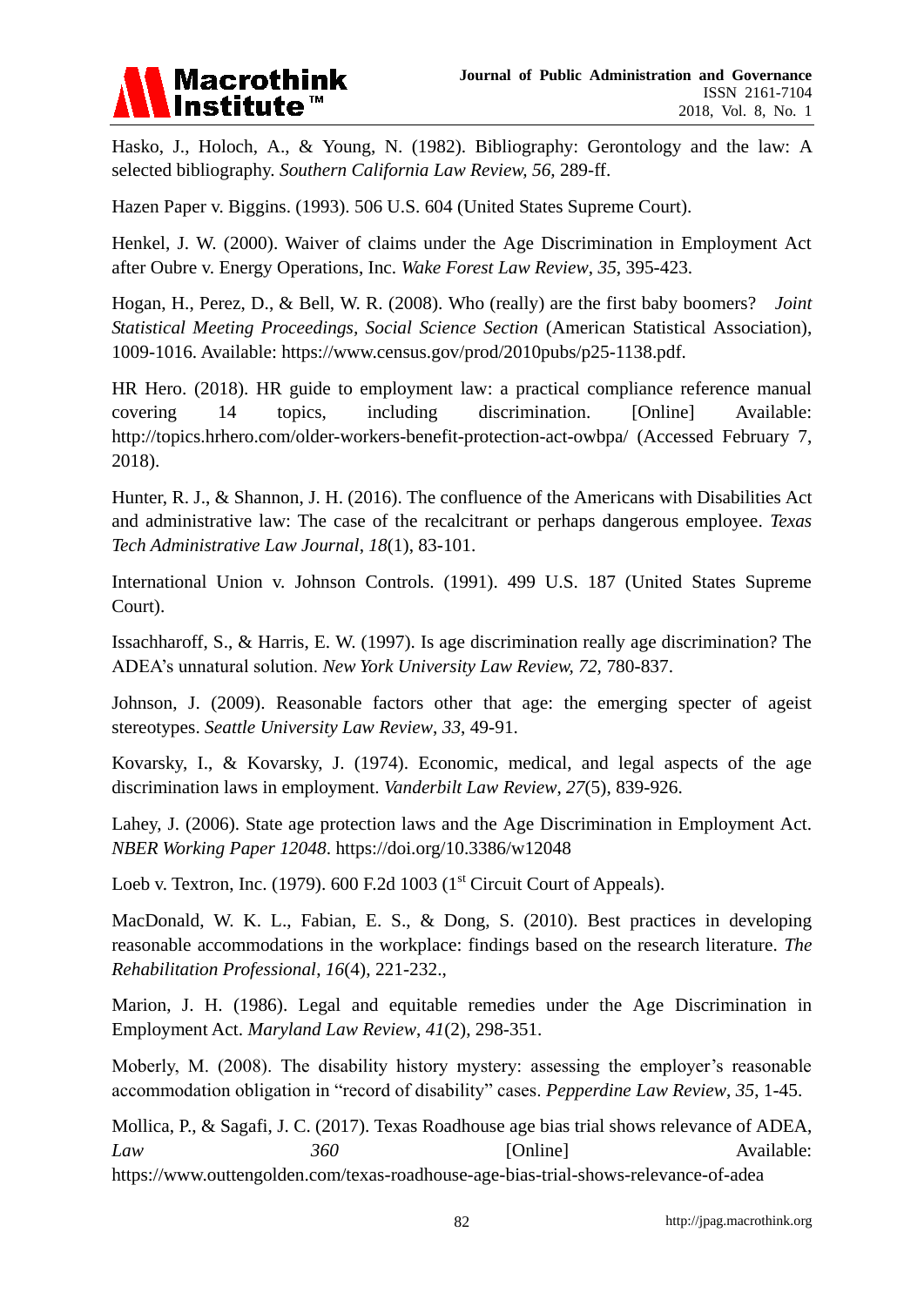Hasko, J., Holoch, A., & Young, N. (1982). Bibliography: Gerontology and the law: A selected bibliography. *Southern California Law Review, 56*, 289-ff.

Hazen Paper v. Biggins. (1993). 506 U.S. 604 (United States Supreme Court).

Henkel, J. W. (2000). Waiver of claims under the Age Discrimination in Employment Act after Oubre v. Energy Operations, Inc. *Wake Forest Law Review*, *35*, 395-423.

Hogan, H., Perez, D., & Bell, W. R. (2008). Who (really) are the first baby boomers? *Joint Statistical Meeting Proceedings, Social Science Section* (American Statistical Association), 1009-1016. Available: https://www.census.gov/prod/2010pubs/p25-1138.pdf.

HR Hero. (2018). HR guide to employment law: a practical compliance reference manual covering 14 topics, including discrimination. [Online] Available: http://topics.hrhero.com/older-workers-benefit-protection-act-owbpa/ (Accessed February 7, 2018).

Hunter, R. J., & Shannon, J. H. (2016). The confluence of the Americans with Disabilities Act and administrative law: The case of the recalcitrant or perhaps dangerous employee. *Texas Tech Administrative Law Journal*, *18*(1), 83-101.

International Union v. Johnson Controls. (1991). 499 U.S. 187 (United States Supreme Court).

Issachharoff, S., & Harris, E. W. (1997). Is age discrimination really age discrimination? The ADEA's unnatural solution. *New York University Law Review, 72*, 780-837.

Johnson, J. (2009). Reasonable factors other that age: the emerging specter of ageist stereotypes. *Seattle University Law Review*, *33*, 49-91.

Kovarsky, I., & Kovarsky, J. (1974). Economic, medical, and legal aspects of the age discrimination laws in employment. *Vanderbilt Law Review*, *27*(5), 839-926.

Lahey, J. (2006). State age protection laws and the Age Discrimination in Employment Act. *NBER Working Paper 12048*. https://doi.org/10.3386/w12048

Loeb v. Textron, Inc. (1979). 600 F.2d 1003 (1st Circuit Court of Appeals).

MacDonald, W. K. L., Fabian, E. S., & Dong, S. (2010). Best practices in developing reasonable accommodations in the workplace: findings based on the research literature. *The Rehabilitation Professional*, *16*(4), 221-232.,

Marion, J. H. (1986). Legal and equitable remedies under the Age Discrimination in Employment Act. *Maryland Law Review*, *41*(2), 298-351.

Moberly, M. (2008). The disability history mystery: assessing the employer's reasonable accommodation obligation in "record of disability" cases. *Pepperdine Law Review*, *35*, 1-45.

Mollica, P., & Sagafi, J. C. (2017). Texas Roadhouse age bias trial shows relevance of ADEA, *Law 360* [Online] Available: https://www.outtengolden.com/texas-roadhouse-age-bias-trial-shows-relevance-of-adea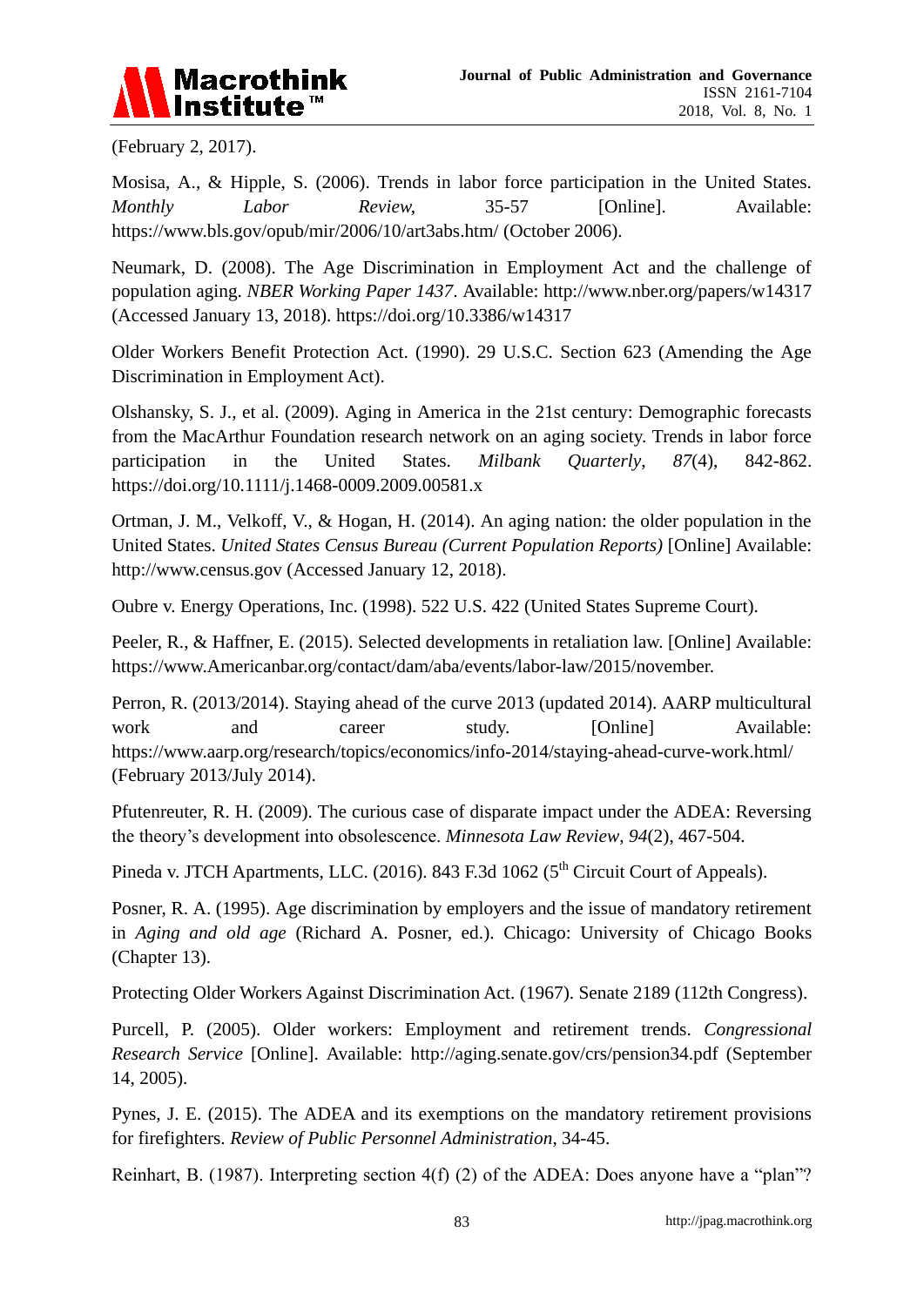(February 2, 2017).

Mosisa, A., & Hipple, S. (2006). Trends in labor force participation in the United States. *Monthly Labor Review,* 35-57 [Online]. Available: https://www.bls.gov/opub/mir/2006/10/art3abs.htm/ (October 2006).

Neumark, D. (2008). The Age Discrimination in Employment Act and the challenge of population aging. *NBER Working Paper 1437*. Available: http://www.nber.org/papers/w14317 (Accessed January 13, 2018). https://doi.org/10.3386/w14317

Older Workers Benefit Protection Act. (1990). 29 U.S.C. Section 623 (Amending the Age Discrimination in Employment Act).

Olshansky, S. J., et al. (2009). Aging in America in the 21st century: Demographic forecasts from the MacArthur Foundation research network on an aging society. Trends in labor force participation in the United States. *Milbank Quarterly*, *87*(4), 842-862. https://doi.org/10.1111/j.1468-0009.2009.00581.x

Ortman, J. M., Velkoff, V., & Hogan, H. (2014). An aging nation: the older population in the United States. *United States Census Bureau (Current Population Reports)* [Online] Available: http://www.census.gov (Accessed January 12, 2018).

Oubre v. Energy Operations, Inc. (1998). 522 U.S. 422 (United States Supreme Court).

Peeler, R., & Haffner, E. (2015). Selected developments in retaliation law. [Online] Available: https://www.Americanbar.org/contact/dam/aba/events/labor-law/2015/november.

Perron, R. (2013/2014). Staying ahead of the curve 2013 (updated 2014). AARP multicultural work and career study. [Online] Available: https://www.aarp.org/research/topics/economics/info-2014/staying-ahead-curve-work.html/ (February 2013/July 2014).

Pfutenreuter, R. H. (2009). The curious case of disparate impact under the ADEA: Reversing the theory's development into obsolescence. *Minnesota Law Review*, *94*(2), 467-504.

Pineda v. JTCH Apartments, LLC. (2016). 843 F.3d 1062 (5th Circuit Court of Appeals).

Posner, R. A. (1995). Age discrimination by employers and the issue of mandatory retirement in *Aging and old age* (Richard A. Posner, ed.). Chicago: University of Chicago Books (Chapter 13).

Protecting Older Workers Against Discrimination Act. (1967). Senate 2189 (112th Congress).

Purcell, P. (2005). Older workers: Employment and retirement trends. *Congressional Research Service* [Online]. Available: http://aging.senate.gov/crs/pension34.pdf (September 14, 2005).

Pynes, J. E. (2015). The ADEA and its exemptions on the mandatory retirement provisions for firefighters. *Review of Public Personnel Administration*, 34-45.

Reinhart, B. (1987). Interpreting section 4(f) (2) of the ADEA: Does anyone have a "plan"?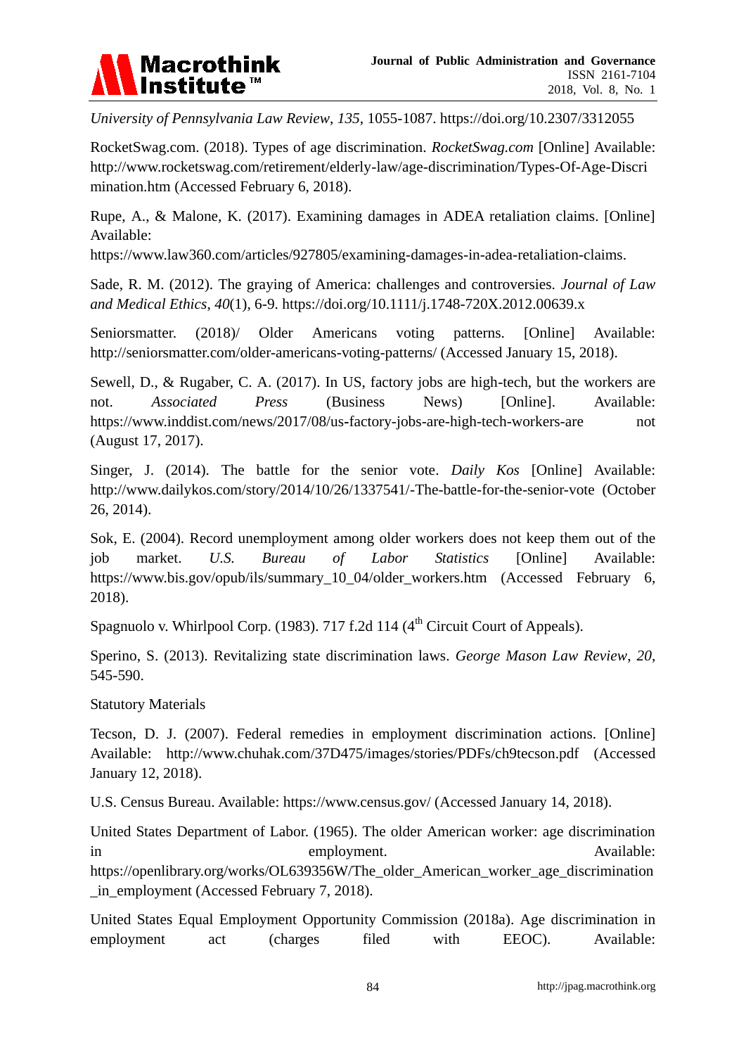*University of Pennsylvania Law Review*, *135*, 1055-1087. https://doi.org/10.2307/3312055

RocketSwag.com. (2018). Types of age discrimination. *RocketSwag.com* [Online] Available: http://www.rocketswag.com/retirement/elderly-law/age-discrimination/Types-Of-Age-Discrimination.htm (Accessed February 6, 2018).

Rupe, A., & Malone, K. (2017). Examining damages in ADEA retaliation claims. [Online] Available: https://www.law360.com/articles/927805/examining-damages-in-adea-retaliation-claims.

Sade, R. M. (2012). The graying of America: challenges and controversies. *Journal of Law and Medical Ethics*, *40*(1), 6-9. https://doi.org/10.1111/j.1748-720X.2012.00639.x

Seniorsmatter. (2018)/ Older Americans voting patterns. [Online] Available: http://seniorsmatter.com/older-americans-voting-patterns/ (Accessed January 15, 2018).

Sewell, D., & Rugaber, C. A. (2017). In US, factory jobs are high-tech, but the workers are not. *Associated Press* (Business News) [Online]. Available: https://www.inddist.com/news/2017/08/us-factory-jobs-are-high-tech-workers-are not (August 17, 2017).

Singer, J. (2014). The battle for the senior vote. *Daily Kos* [Online] Available: http://www.dailykos.com/story/2014/10/26/1337541/-The-battle-for-the-senior-vote (October 26, 2014).

Sok, E. (2004). Record unemployment among older workers does not keep them out of the job market. *U.S. Bureau of Labor Statistics* [Online] Available: https://www.bis.gov/opub/ils/summary_10_04/older_workers.htm (Accessed February 6, 2018).

Spagnuolo v. Whirlpool Corp. (1983). 717 f.2d 114 (4th Circuit Court of Appeals).

Sperino, S. (2013). Revitalizing state discrimination laws. *George Mason Law Review*, *20*, 545-590.

Statutory Materials

Tecson, D. J. (2007). Federal remedies in employment discrimination actions. [Online] Available: http://www.chuhak.com/37D475/images/stories/PDFs/ch9tecson.pdf (Accessed January 12, 2018).

U.S. Census Bureau. Available: https://www.census.gov/ (Accessed January 14, 2018).

United States Department of Labor. (1965). The older American worker: age discrimination in employment. Available: https://openlibrary.org/works/OL639356W/The_older_American_worker_age_discrimination_in_employment (Accessed February 7, 2018).

United States Equal Employment Opportunity Commission (2018a). Age discrimination in employment act (charges filed with EEOC). Available: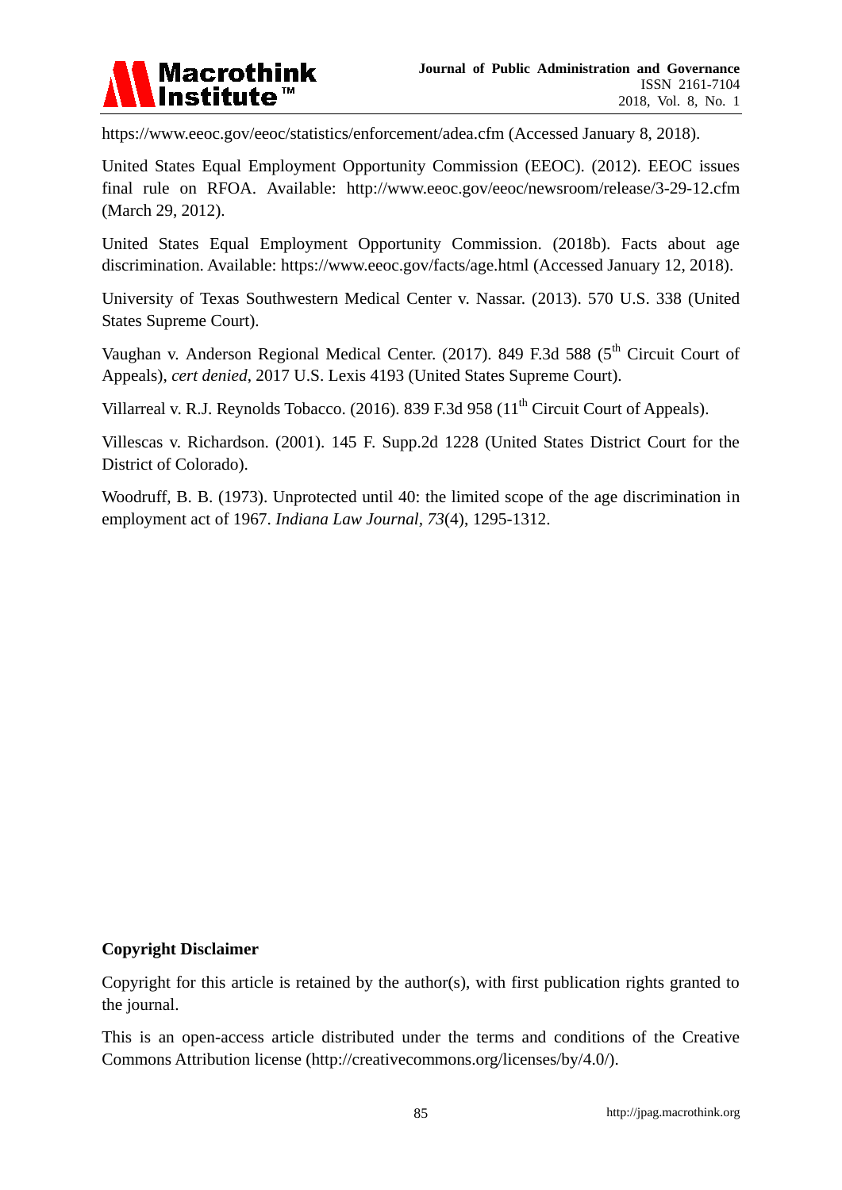https://www.eeoc.gov/eeoc/statistics/enforcement/adea.cfm (Accessed January 8, 2018).

United States Equal Employment Opportunity Commission (EEOC). (2012). EEOC issues final rule on RFOA. Available: http://www.eeoc.gov/eeoc/newsroom/release/3-29-12.cfm (March 29, 2012).

United States Equal Employment Opportunity Commission. (2018b). Facts about age discrimination. Available: https://www.eeoc.gov/facts/age.html (Accessed January 12, 2018).

University of Texas Southwestern Medical Center v. Nassar. (2013). 570 U.S. 338 (United States Supreme Court).

Vaughan v. Anderson Regional Medical Center. (2017). 849 F.3d 588 (5th Circuit Court of Appeals), *cert denied*, 2017 U.S. Lexis 4193 (United States Supreme Court).

Villarreal v. R.J. Reynolds Tobacco. (2016). 839 F.3d 958 (11th Circuit Court of Appeals).

Villescas v. Richardson. (2001). 145 F. Supp.2d 1228 (United States District Court for the District of Colorado).

Woodruff, B. B. (1973). Unprotected until 40: the limited scope of the age discrimination in employment act of 1967. *Indiana Law Journal*, *73*(4), 1295-1312.

**Copyright Disclaimer**

Copyright for this article is retained by the author(s), with first publication rights granted to the journal.

This is an open-access article distributed under the terms and conditions of the Creative Commons Attribution license (http://creativecommons.org/licenses/by/4.0/).